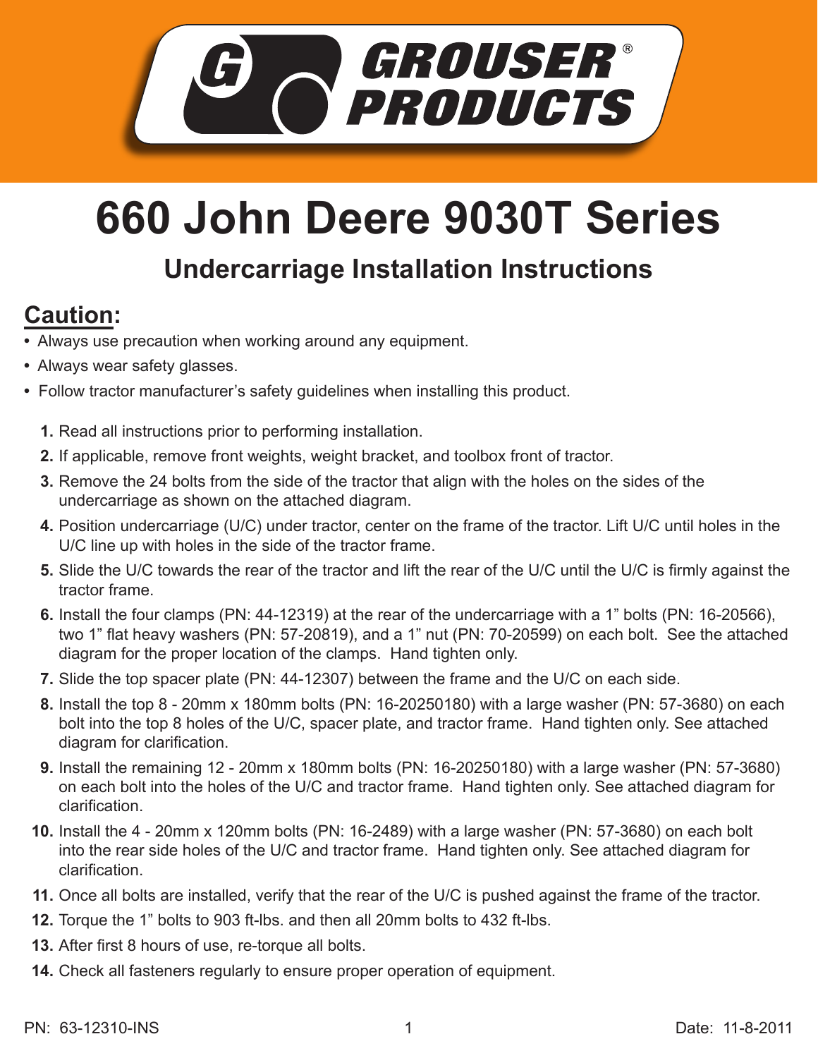GROUSER® PRODUCTS

# 660 John Deere 9030T Series

## Undercarriage Installation Instructions

## Caution:

- Always use precaution when working around any equipment.
- Always wear safety glasses.
- Follow tractor manufacturer's safety guidelines when installing this product.

1. Read all instructions prior to performing installation.
2. If applicable, remove front weights, weight bracket, and toolbox front of tractor.
3. Remove the 24 bolts from the side of the tractor that align with the holes on the sides of the undercarriage as shown on the attached diagram.
4. Position undercarriage (U/C) under tractor, center on the frame of the tractor. Lift U/C until holes in the U/C line up with holes in the side of the tractor frame.
5. Slide the U/C towards the rear of the tractor and lift the rear of the U/C until the U/C is firmly against the tractor frame.
6. Install the four clamps (PN: 44-12319) at the rear of the undercarriage with a 1" bolts (PN: 16-20566), two 1" flat heavy washers (PN: 57-20819), and a 1" nut (PN: 70-20599) on each bolt. See the attached diagram for the proper location of the clamps. Hand tighten only.
7. Slide the top spacer plate (PN: 44-12307) between the frame and the U/C on each side.
8. Install the top 8 - 20mm x 180mm bolts (PN: 16-20250180) with a large washer (PN: 57-3680) on each bolt into the top 8 holes of the U/C, spacer plate, and tractor frame. Hand tighten only. See attached diagram for clarification.
9. Install the remaining 12 - 20mm x 180mm bolts (PN: 16-20250180) with a large washer (PN: 57-3680) on each bolt into the holes of the U/C and tractor frame. Hand tighten only. See attached diagram for clarification.
10. Install the 4 - 20mm x 120mm bolts (PN: 16-2489) with a large washer (PN: 57-3680) on each bolt into the rear side holes of the U/C and tractor frame. Hand tighten only. See attached diagram for clarification.
11. Once all bolts are installed, verify that the rear of the U/C is pushed against the frame of the tractor.
12. Torque the 1" bolts to 903 ft-lbs. and then all 20mm bolts to 432 ft-lbs.
13. After first 8 hours of use, re-torque all bolts.
14. Check all fasteners regularly to ensure proper operation of equipment.

PN: 63-12310-INS Date: 11-8-2011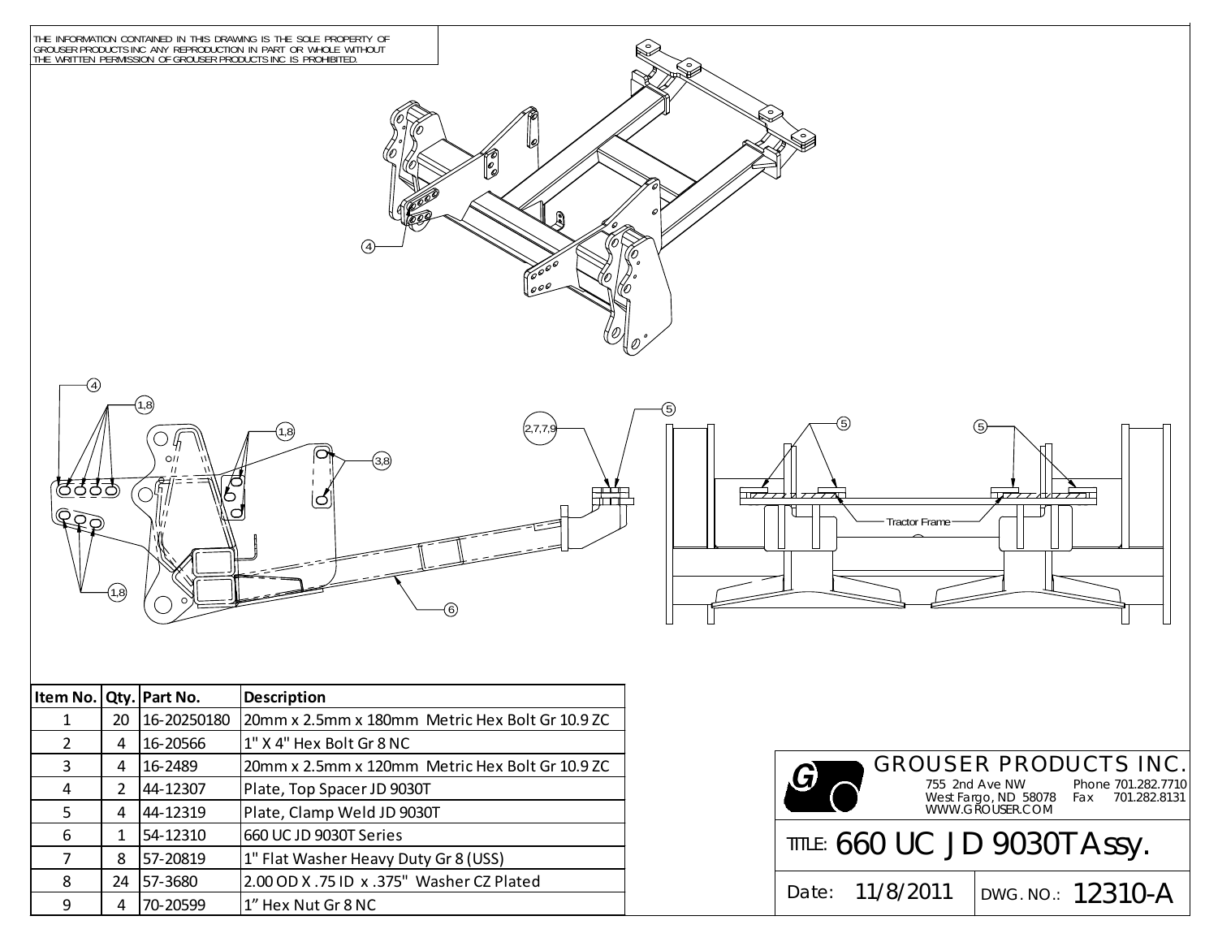THE INFORMATION CONTAINED IN THIS DRAWING IS THE SOLE PROPERTY OF GROUSER PRODUCTS INC ANY REPRODUCTION IN PART OR WHOLE WITHOUT THE WRITTEN PERMISSION OF GROUSER PRODUCTS INC IS PROHIBITED.

4

1,8

3,8

2,7,7,9

5

6

Tractor Frame

| Item No. | Qty. | Part No. | Description |
|---|---|---|---|
| 1 | 20 | 16-20250180 | 20mm x 2.5mm x 180mm Metric Hex Bolt Gr 10.9 ZC |
| 2 | 4 | 16-20566 | 1" X 4" Hex Bolt Gr 8 NC |
| 3 | 4 | 16-2489 | 20mm x 2.5mm x 120mm Metric Hex Bolt Gr 10.9 ZC |
| 4 | 2 | 44-12307 | Plate, Top Spacer JD 9030T |
| 5 | 4 | 44-12319 | Plate, Clamp Weld JD 9030T |
| 6 | 1 | 54-12310 | 660 UC JD 9030T Series |
| 7 | 8 | 57-20819 | 1" Flat Washer Heavy Duty Gr 8 (USS) |
| 8 | 24 | 57-3680 | 2.00 OD X .75 ID x .375" Washer CZ Plated |
| 9 | 4 | 70-20599 | 1" Hex Nut Gr 8 NC |

GROUSER PRODUCTS INC.
755 2nd Ave NW
West Fargo, ND 58078
WWW.GROUSER.COM
Phone 701.282.7710
Fax 701.282.8131

TITLE: 660 UC JD 9030T Assy.

Date: 11/8/2011

DWG. NO.: 12310-A